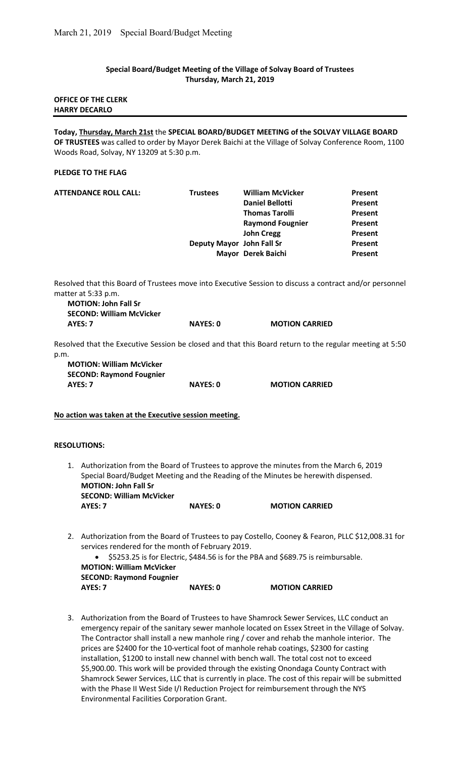**Special Board/Budget Meeting of the Village of Solvay Board of Trustees**
**Thursday, March 21, 2019**

**OFFICE OF THE CLERK**
**HARRY DECARLO**

---

**Today, Thursday, March 21st** the **SPECIAL BOARD/BUDGET MEETING of the SOLVAY VILLAGE BOARD OF TRUSTEES** was called to order by Mayor Derek Baichi at the Village of Solvay Conference Room, 1100 Woods Road, Solvay, NY 13209 at 5:30 p.m.

**PLEDGE TO THE FLAG**

| **ATTENDANCE ROLL CALL:** | **Trustees** | **William McVicker** | **Present** |
|---|---|---|---|
| | | **Daniel Bellotti** | **Present** |
| | | **Thomas Tarolli** | **Present** |
| | | **Raymond Fougnier** | **Present** |
| | | **John Cregg** | **Present** |
| | **Deputy Mayor** | **John Fall Sr** | **Present** |
| | | **Mayor Derek Baichi** | **Present** |

Resolved that this Board of Trustees move into Executive Session to discuss a contract and/or personnel matter at 5:33 p.m.

**MOTION: John Fall Sr**
**SECOND: William McVicker**
**AYES: 7** **NAYES: 0** **MOTION CARRIED**

Resolved that the Executive Session be closed and that this Board return to the regular meeting at 5:50 p.m.

**MOTION: William McVicker**
**SECOND: Raymond Fougnier**
**AYES: 7** **NAYES: 0** **MOTION CARRIED**

**No action was taken at the Executive session meeting.**

**RESOLUTIONS:**

1. Authorization from the Board of Trustees to approve the minutes from the March 6, 2019 Special Board/Budget Meeting and the Reading of the Minutes be herewith dispensed.
   **MOTION: John Fall Sr**
   **SECOND: William McVicker**
   **AYES: 7** **NAYES: 0** **MOTION CARRIED**

2. Authorization from the Board of Trustees to pay Costello, Cooney & Fearon, PLLC $12,008.31 for services rendered for the month of February 2019.
   - $5253.25 is for Electric, $484.56 is for the PBA and $689.75 is reimbursable.

   **MOTION: William McVicker**
   **SECOND: Raymond Fougnier**
   **AYES: 7** **NAYES: 0** **MOTION CARRIED**

3. Authorization from the Board of Trustees to have Shamrock Sewer Services, LLC conduct an emergency repair of the sanitary sewer manhole located on Essex Street in the Village of Solvay. The Contractor shall install a new manhole ring / cover and rehab the manhole interior. The prices are $2400 for the 10-vertical foot of manhole rehab coatings, $2300 for casting installation, $1200 to install new channel with bench wall. The total cost not to exceed $5,900.00. This work will be provided through the existing Onondaga County Contract with Shamrock Sewer Services, LLC that is currently in place. The cost of this repair will be submitted with the Phase II West Side I/I Reduction Project for reimbursement through the NYS Environmental Facilities Corporation Grant.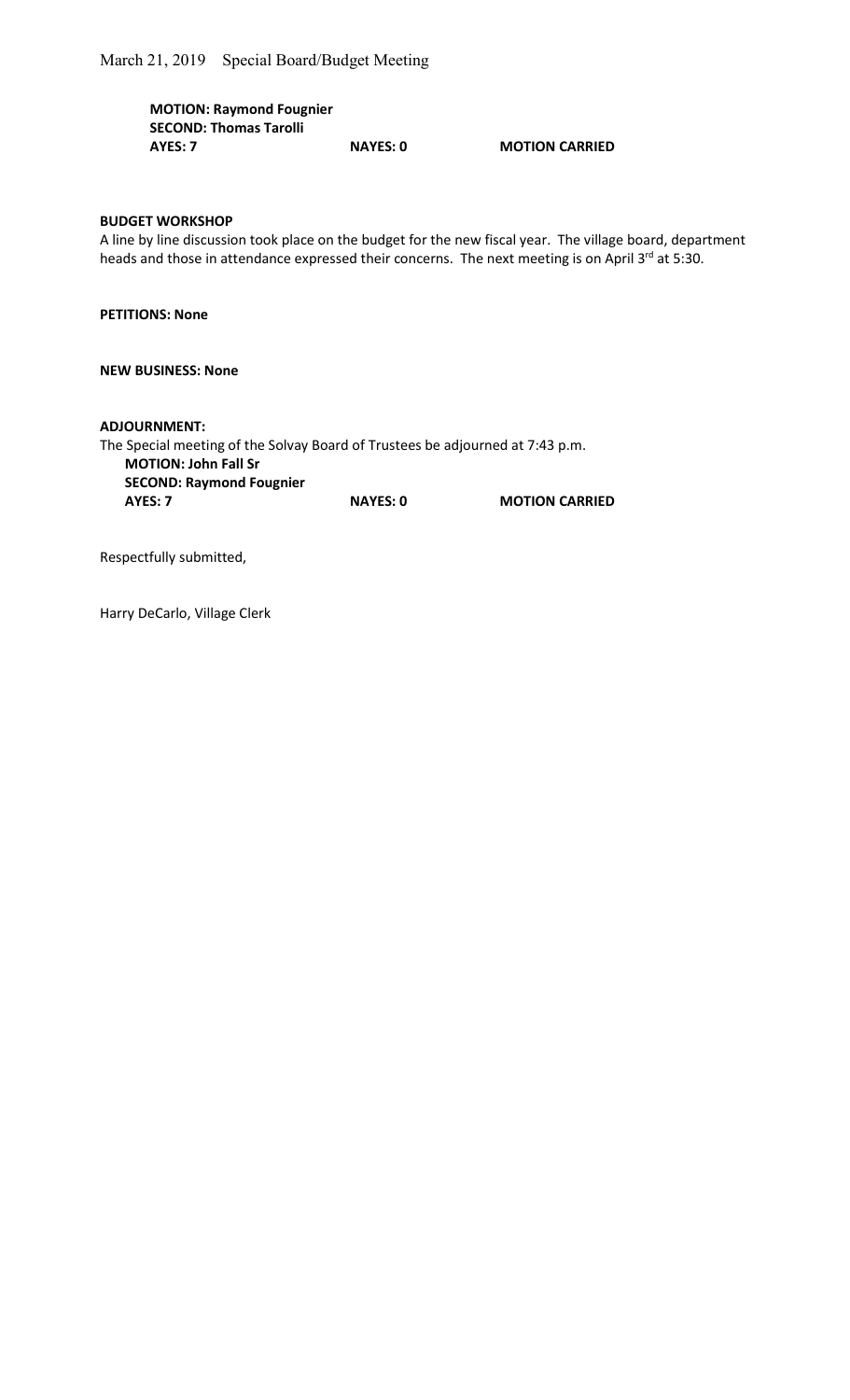**MOTION: Raymond Fougnier**
**SECOND: Thomas Tarolli**
**AYES: 7** **NAYES: 0** **MOTION CARRIED**

**BUDGET WORKSHOP**

A line by line discussion took place on the budget for the new fiscal year. The village board, department heads and those in attendance expressed their concerns. The next meeting is on April 3rd at 5:30.

**PETITIONS: None**

**NEW BUSINESS: None**

**ADJOURNMENT:**

The Special meeting of the Solvay Board of Trustees be adjourned at 7:43 p.m.

**MOTION: John Fall Sr**
**SECOND: Raymond Fougnier**
**AYES: 7** **NAYES: 0** **MOTION CARRIED**

Respectfully submitted,

Harry DeCarlo, Village Clerk